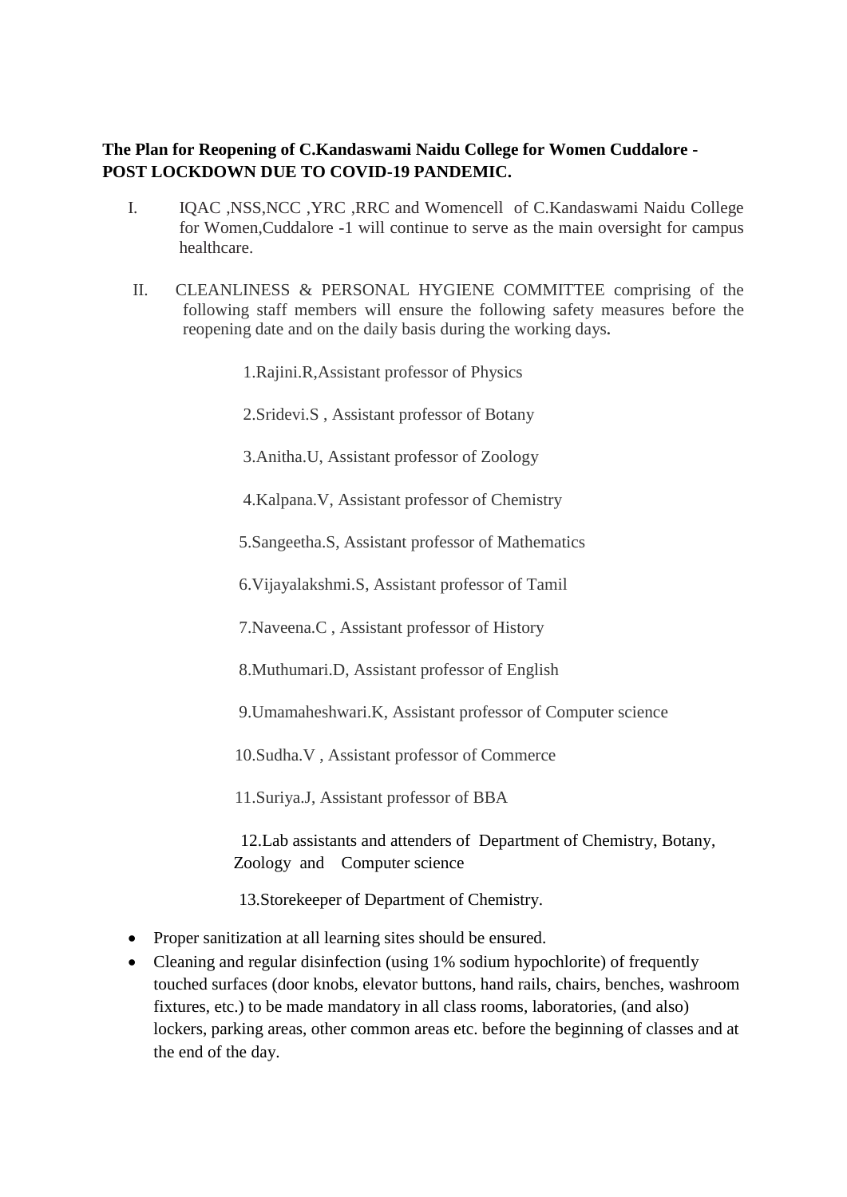**The Plan for Reopening of C.Kandaswami Naidu College for Women Cuddalore - POST LOCKDOWN DUE TO COVID-19 PANDEMIC.**

I. IQAC ,NSS,NCC ,YRC ,RRC and Womencell of C.Kandaswami Naidu College for Women,Cuddalore -1 will continue to serve as the main oversight for campus healthcare.

II. CLEANLINESS & PERSONAL HYGIENE COMMITTEE comprising of the following staff members will ensure the following safety measures before the reopening date and on the daily basis during the working days.

1. Rajini.R,Assistant professor of Physics
2. Sridevi.S , Assistant professor of Botany
3. Anitha.U, Assistant professor of Zoology
4. Kalpana.V, Assistant professor of Chemistry
5. Sangeetha.S, Assistant professor of Mathematics
6. Vijayalakshmi.S, Assistant professor of Tamil
7. Naveena.C , Assistant professor of History
8. Muthumari.D, Assistant professor of English
9. Umamaheshwari.K, Assistant professor of Computer science
10. Sudha.V , Assistant professor of Commerce
11. Suriya.J, Assistant professor of BBA
12. Lab assistants and attenders of Department of Chemistry, Botany, Zoology and Computer science
13. Storekeeper of Department of Chemistry.

- Proper sanitization at all learning sites should be ensured.
- Cleaning and regular disinfection (using 1% sodium hypochlorite) of frequently touched surfaces (door knobs, elevator buttons, hand rails, chairs, benches, washroom fixtures, etc.) to be made mandatory in all class rooms, laboratories, (and also) lockers, parking areas, other common areas etc. before the beginning of classes and at the end of the day.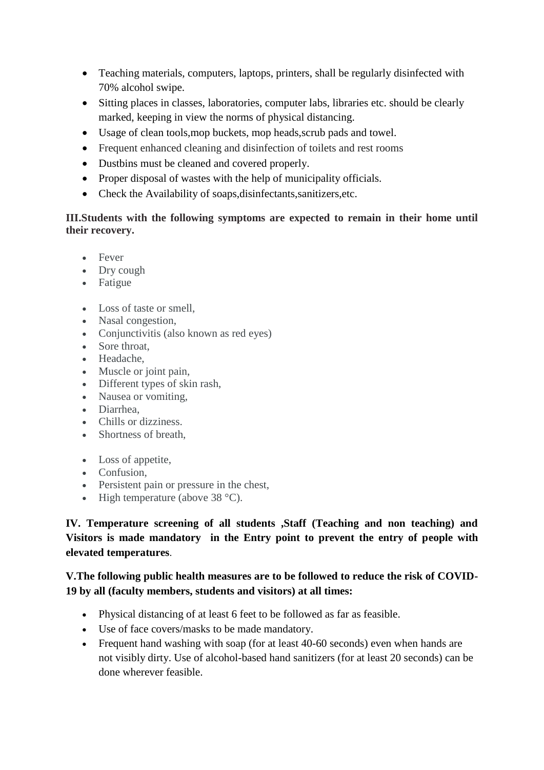- Teaching materials, computers, laptops, printers, shall be regularly disinfected with 70% alcohol swipe.
- Sitting places in classes, laboratories, computer labs, libraries etc. should be clearly marked, keeping in view the norms of physical distancing.
- Usage of clean tools,mop buckets, mop heads,scrub pads and towel.
- Frequent enhanced cleaning and disinfection of toilets and rest rooms
- Dustbins must be cleaned and covered properly.
- Proper disposal of wastes with the help of municipality officials.
- Check the Availability of soaps,disinfectants,sanitizers,etc.

**III.Students with the following symptoms are expected to remain in their home until their recovery.**

- Fever
- Dry cough
- Fatigue

- Loss of taste or smell,
- Nasal congestion,
- Conjunctivitis (also known as red eyes)
- Sore throat,
- Headache,
- Muscle or joint pain,
- Different types of skin rash,
- Nausea or vomiting,
- Diarrhea,
- Chills or dizziness.
- Shortness of breath,

- Loss of appetite,
- Confusion,
- Persistent pain or pressure in the chest,
- High temperature (above 38 °C).

**IV. Temperature screening of all students ,Staff (Teaching and non teaching) and Visitors is made mandatory in the Entry point to prevent the entry of people with elevated temperatures**.

**V.The following public health measures are to be followed to reduce the risk of COVID-19 by all (faculty members, students and visitors) at all times:**

- Physical distancing of at least 6 feet to be followed as far as feasible.
- Use of face covers/masks to be made mandatory.
- Frequent hand washing with soap (for at least 40-60 seconds) even when hands are not visibly dirty. Use of alcohol-based hand sanitizers (for at least 20 seconds) can be done wherever feasible.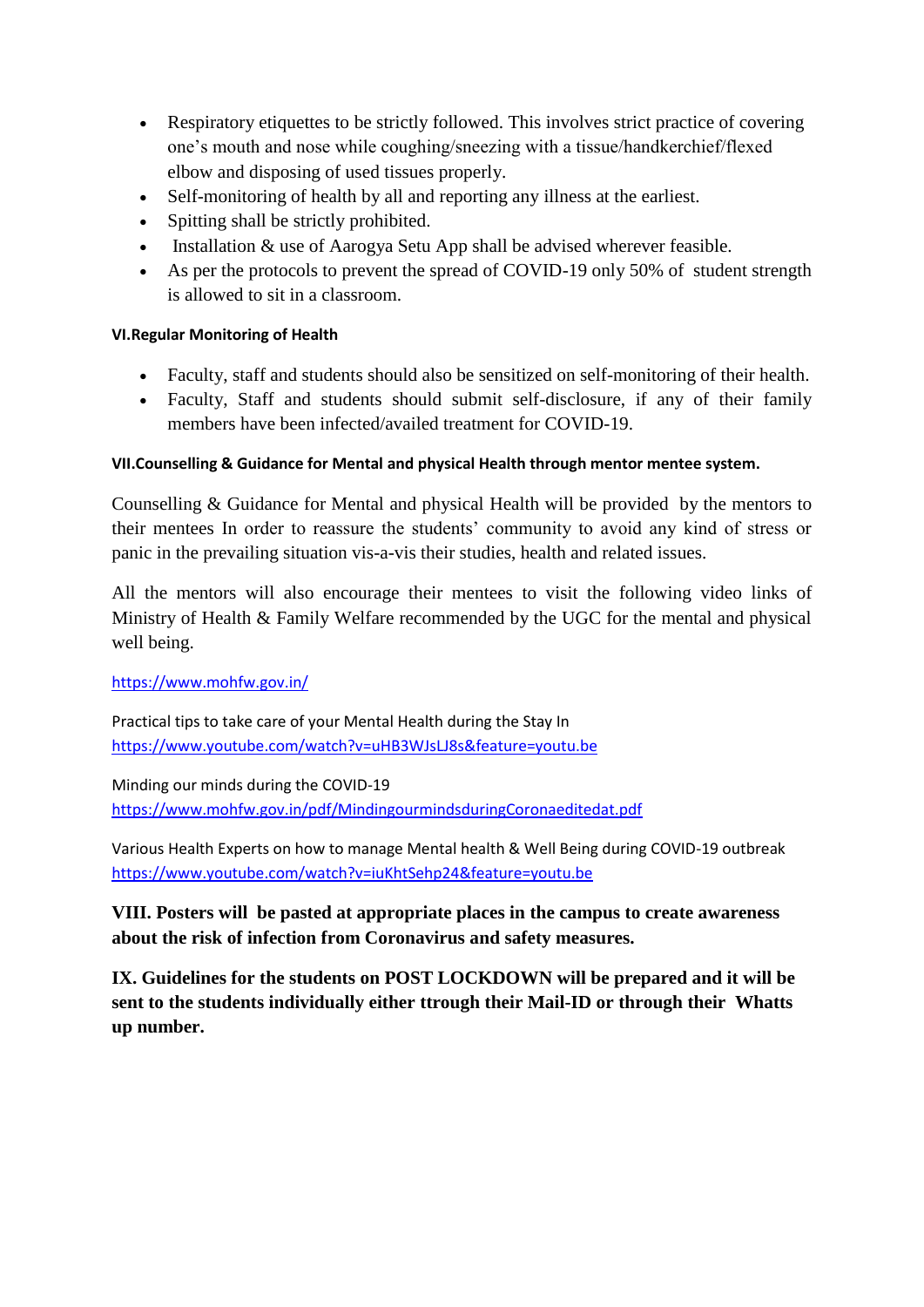- Respiratory etiquettes to be strictly followed. This involves strict practice of covering one's mouth and nose while coughing/sneezing with a tissue/handkerchief/flexed elbow and disposing of used tissues properly.
- Self-monitoring of health by all and reporting any illness at the earliest.
- Spitting shall be strictly prohibited.
- Installation & use of Aarogya Setu App shall be advised wherever feasible.
- As per the protocols to prevent the spread of COVID-19 only 50% of student strength is allowed to sit in a classroom.

**VI.Regular Monitoring of Health**

- Faculty, staff and students should also be sensitized on self-monitoring of their health.
- Faculty, Staff and students should submit self-disclosure, if any of their family members have been infected/availed treatment for COVID-19.

**VII.Counselling & Guidance for Mental and physical Health through mentor mentee system.**

Counselling & Guidance for Mental and physical Health will be provided by the mentors to their mentees In order to reassure the students' community to avoid any kind of stress or panic in the prevailing situation vis-a-vis their studies, health and related issues.

All the mentors will also encourage their mentees to visit the following video links of Ministry of Health & Family Welfare recommended by the UGC for the mental and physical well being.

https://www.mohfw.gov.in/

Practical tips to take care of your Mental Health during the Stay In
https://www.youtube.com/watch?v=uHB3WJsLJ8s&feature=youtu.be

Minding our minds during the COVID-19
https://www.mohfw.gov.in/pdf/MindingourmindsduringCoronaeditedat.pdf

Various Health Experts on how to manage Mental health & Well Being during COVID-19 outbreak
https://www.youtube.com/watch?v=iuKhtSehp24&feature=youtu.be

**VIII. Posters will be pasted at appropriate places in the campus to create awareness about the risk of infection from Coronavirus and safety measures.**

**IX. Guidelines for the students on POST LOCKDOWN will be prepared and it will be sent to the students individually either ttrough their Mail-ID or through their Whatts up number.**